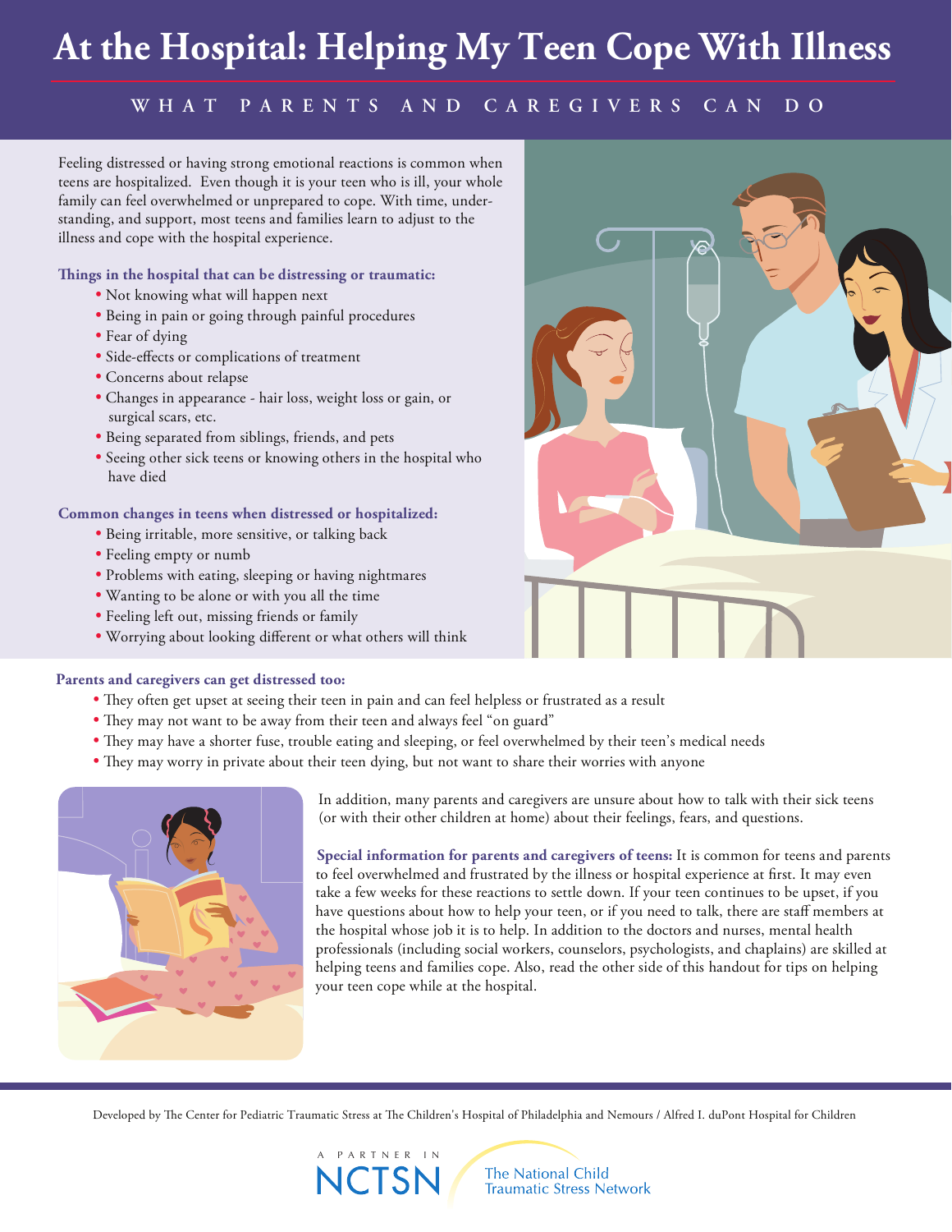# At the Hospital: Helping My Teen Cope With Illness

## WHAT PARENTS AND CAREGIVERS CAN DO

Feeling distressed or having strong emotional reactions is common when teens are hospitalized. Even though it is your teen who is ill, your whole family can feel overwhelmed or unprepared to cope. With time, understanding, and support, most teens and families learn to adjust to the illness and cope with the hospital experience.

### Things in the hospital that can be distressing or traumatic:

- Not knowing what will happen next
- Being in pain or going through painful procedures
- Fear of dying
- Side-effects or complications of treatment
- Concerns about relapse
- Changes in appearance - hair loss, weight loss or gain, or surgical scars, etc.
- Being separated from siblings, friends, and pets
- Seeing other sick teens or knowing others in the hospital who have died

### Common changes in teens when distressed or hospitalized:

- Being irritable, more sensitive, or talking back
- Feeling empty or numb
- Problems with eating, sleeping or having nightmares
- Wanting to be alone or with you all the time
- Feeling left out, missing friends or family
- Worrying about looking different or what others will think

### Parents and caregivers can get distressed too:

- They often get upset at seeing their teen in pain and can feel helpless or frustrated as a result
- They may not want to be away from their teen and always feel "on guard"
- They may have a shorter fuse, trouble eating and sleeping, or feel overwhelmed by their teen's medical needs
- They may worry in private about their teen dying, but not want to share their worries with anyone

In addition, many parents and caregivers are unsure about how to talk with their sick teens (or with their other children at home) about their feelings, fears, and questions.

**Special information for parents and caregivers of teens:** It is common for teens and parents to feel overwhelmed and frustrated by the illness or hospital experience at first. It may even take a few weeks for these reactions to settle down. If your teen continues to be upset, if you have questions about how to help your teen, or if you need to talk, there are staff members at the hospital whose job it is to help. In addition to the doctors and nurses, mental health professionals (including social workers, counselors, psychologists, and chaplains) are skilled at helping teens and families cope. Also, read the other side of this handout for tips on helping your teen cope while at the hospital.

Developed by The Center for Pediatric Traumatic Stress at The Children's Hospital of Philadelphia and Nemours / Alfred I. duPont Hospital for Children

A PARTNER IN NCTSN The National Child Traumatic Stress Network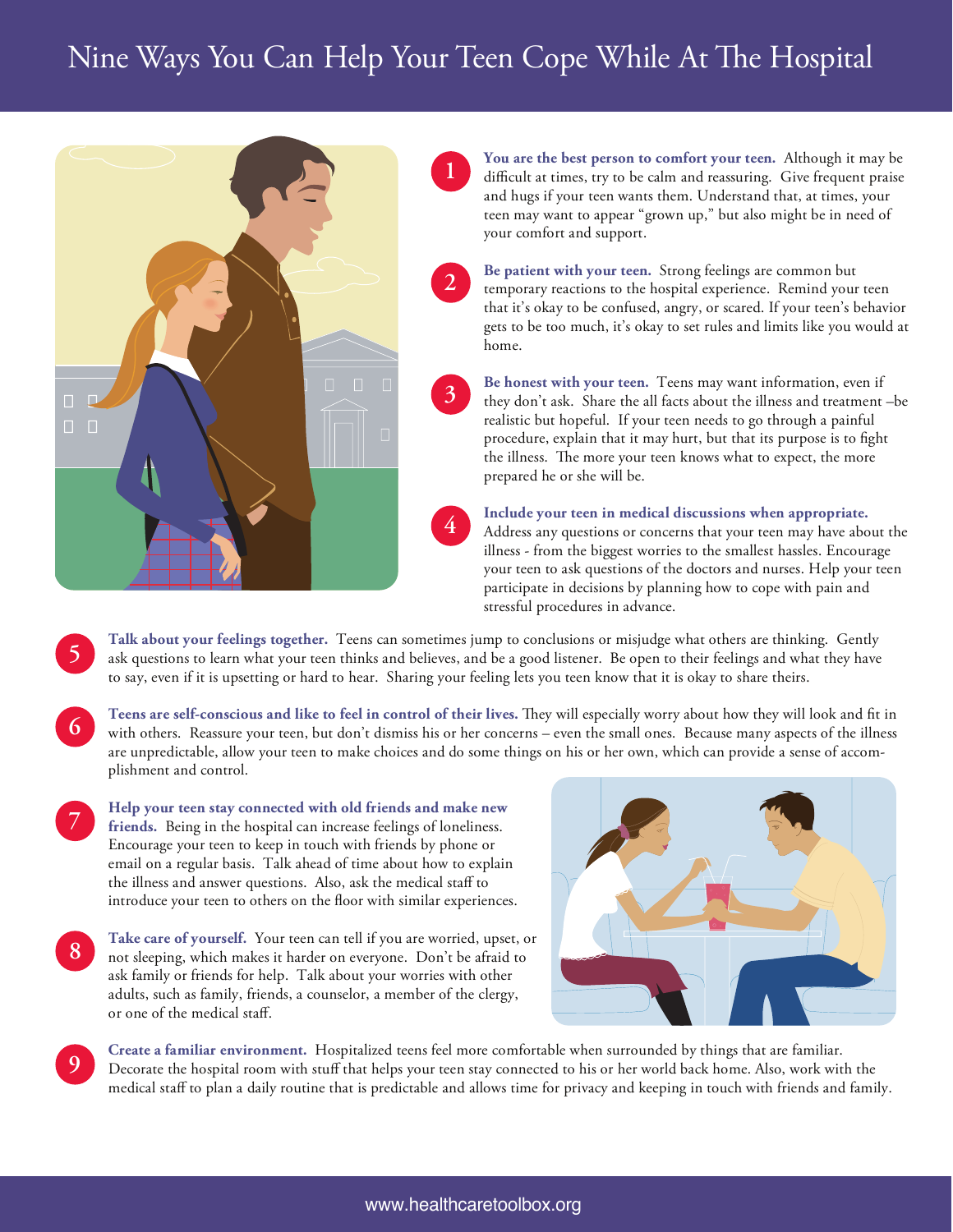# Nine Ways You Can Help Your Teen Cope While At The Hospital

1. **You are the best person to comfort your teen.** Although it may be difficult at times, try to be calm and reassuring. Give frequent praise and hugs if your teen wants them. Understand that, at times, your teen may want to appear "grown up," but also might be in need of your comfort and support.

2. **Be patient with your teen.** Strong feelings are common but temporary reactions to the hospital experience. Remind your teen that it's okay to be confused, angry, or scared. If your teen's behavior gets to be too much, it's okay to set rules and limits like you would at home.

3. **Be honest with your teen.** Teens may want information, even if they don't ask. Share the all facts about the illness and treatment –be realistic but hopeful. If your teen needs to go through a painful procedure, explain that it may hurt, but that its purpose is to fight the illness. The more your teen knows what to expect, the more prepared he or she will be.

4. **Include your teen in medical discussions when appropriate.** Address any questions or concerns that your teen may have about the illness - from the biggest worries to the smallest hassles. Encourage your teen to ask questions of the doctors and nurses. Help your teen participate in decisions by planning how to cope with pain and stressful procedures in advance.

5. **Talk about your feelings together.** Teens can sometimes jump to conclusions or misjudge what others are thinking. Gently ask questions to learn what your teen thinks and believes, and be a good listener. Be open to their feelings and what they have to say, even if it is upsetting or hard to hear. Sharing your feeling lets you teen know that it is okay to share theirs.

6. **Teens are self-conscious and like to feel in control of their lives.** They will especially worry about how they will look and fit in with others. Reassure your teen, but don't dismiss his or her concerns – even the small ones. Because many aspects of the illness are unpredictable, allow your teen to make choices and do some things on his or her own, which can provide a sense of accomplishment and control.

7. **Help your teen stay connected with old friends and make new friends.** Being in the hospital can increase feelings of loneliness. Encourage your teen to keep in touch with friends by phone or email on a regular basis. Talk ahead of time about how to explain the illness and answer questions. Also, ask the medical staff to introduce your teen to others on the floor with similar experiences.

8. **Take care of yourself.** Your teen can tell if you are worried, upset, or not sleeping, which makes it harder on everyone. Don't be afraid to ask family or friends for help. Talk about your worries with other adults, such as family, friends, a counselor, a member of the clergy, or one of the medical staff.

9. **Create a familiar environment.** Hospitalized teens feel more comfortable when surrounded by things that are familiar. Decorate the hospital room with stuff that helps your teen stay connected to his or her world back home. Also, work with the medical staff to plan a daily routine that is predictable and allows time for privacy and keeping in touch with friends and family.

www.healthcaretoolbox.org